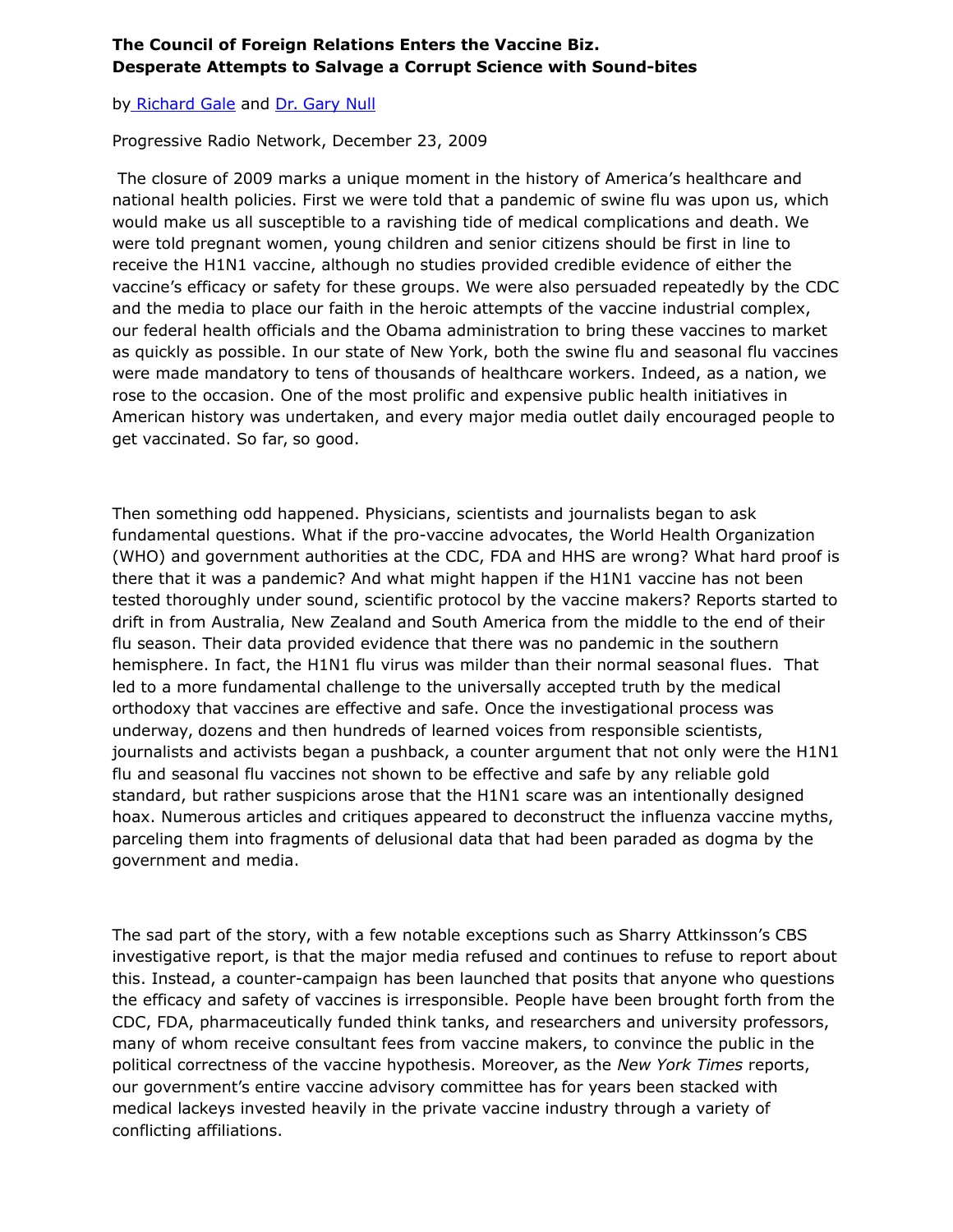**The Council of Foreign Relations Enters the Vaccine Biz.**
**Desperate Attempts to Salvage a Corrupt Science with Sound-bites**

by Richard Gale and Dr. Gary Null

Progressive Radio Network, December 23, 2009

The closure of 2009 marks a unique moment in the history of America's healthcare and national health policies. First we were told that a pandemic of swine flu was upon us, which would make us all susceptible to a ravishing tide of medical complications and death. We were told pregnant women, young children and senior citizens should be first in line to receive the H1N1 vaccine, although no studies provided credible evidence of either the vaccine's efficacy or safety for these groups. We were also persuaded repeatedly by the CDC and the media to place our faith in the heroic attempts of the vaccine industrial complex, our federal health officials and the Obama administration to bring these vaccines to market as quickly as possible. In our state of New York, both the swine flu and seasonal flu vaccines were made mandatory to tens of thousands of healthcare workers. Indeed, as a nation, we rose to the occasion. One of the most prolific and expensive public health initiatives in American history was undertaken, and every major media outlet daily encouraged people to get vaccinated. So far, so good.

Then something odd happened. Physicians, scientists and journalists began to ask fundamental questions. What if the pro-vaccine advocates, the World Health Organization (WHO) and government authorities at the CDC, FDA and HHS are wrong? What hard proof is there that it was a pandemic? And what might happen if the H1N1 vaccine has not been tested thoroughly under sound, scientific protocol by the vaccine makers? Reports started to drift in from Australia, New Zealand and South America from the middle to the end of their flu season. Their data provided evidence that there was no pandemic in the southern hemisphere. In fact, the H1N1 flu virus was milder than their normal seasonal flues. That led to a more fundamental challenge to the universally accepted truth by the medical orthodoxy that vaccines are effective and safe. Once the investigational process was underway, dozens and then hundreds of learned voices from responsible scientists, journalists and activists began a pushback, a counter argument that not only were the H1N1 flu and seasonal flu vaccines not shown to be effective and safe by any reliable gold standard, but rather suspicions arose that the H1N1 scare was an intentionally designed hoax. Numerous articles and critiques appeared to deconstruct the influenza vaccine myths, parceling them into fragments of delusional data that had been paraded as dogma by the government and media.

The sad part of the story, with a few notable exceptions such as Sharry Attkinsson's CBS investigative report, is that the major media refused and continues to refuse to report about this. Instead, a counter-campaign has been launched that posits that anyone who questions the efficacy and safety of vaccines is irresponsible. People have been brought forth from the CDC, FDA, pharmaceutically funded think tanks, and researchers and university professors, many of whom receive consultant fees from vaccine makers, to convince the public in the political correctness of the vaccine hypothesis. Moreover, as the *New York Times* reports, our government's entire vaccine advisory committee has for years been stacked with medical lackeys invested heavily in the private vaccine industry through a variety of conflicting affiliations.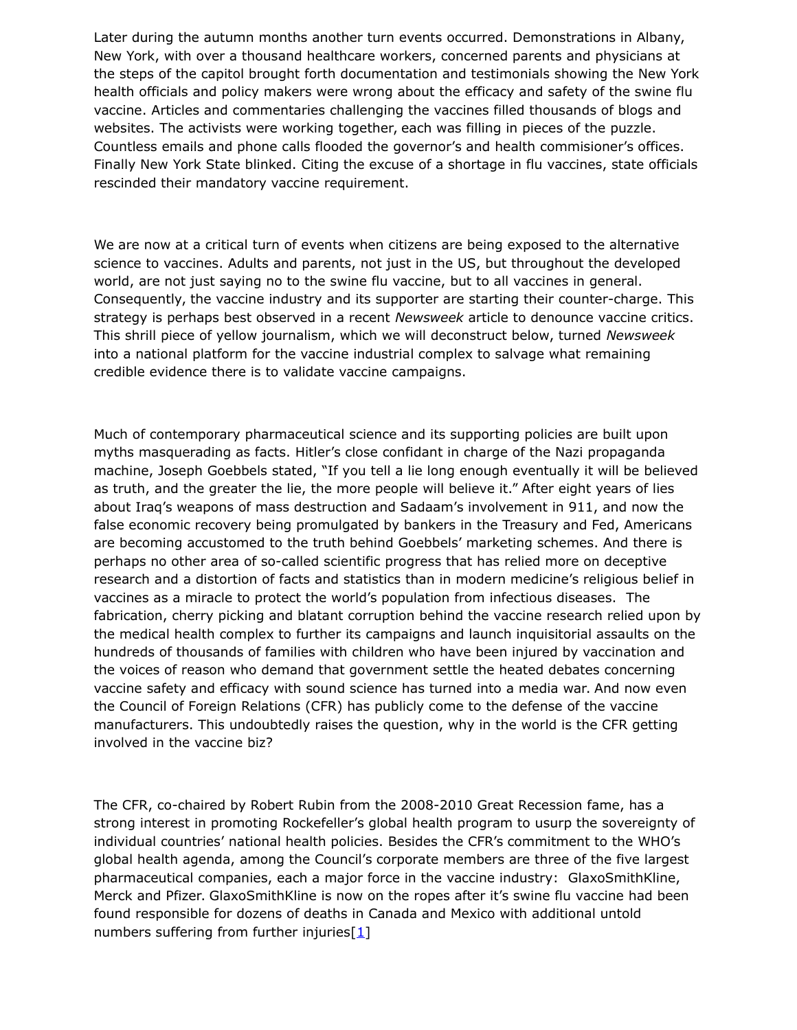Later during the autumn months another turn events occurred. Demonstrations in Albany, New York, with over a thousand healthcare workers, concerned parents and physicians at the steps of the capitol brought forth documentation and testimonials showing the New York health officials and policy makers were wrong about the efficacy and safety of the swine flu vaccine. Articles and commentaries challenging the vaccines filled thousands of blogs and websites. The activists were working together, each was filling in pieces of the puzzle. Countless emails and phone calls flooded the governor's and health commisioner's offices. Finally New York State blinked. Citing the excuse of a shortage in flu vaccines, state officials rescinded their mandatory vaccine requirement.

We are now at a critical turn of events when citizens are being exposed to the alternative science to vaccines. Adults and parents, not just in the US, but throughout the developed world, are not just saying no to the swine flu vaccine, but to all vaccines in general. Consequently, the vaccine industry and its supporter are starting their counter-charge. This strategy is perhaps best observed in a recent *Newsweek* article to denounce vaccine critics. This shrill piece of yellow journalism, which we will deconstruct below, turned *Newsweek* into a national platform for the vaccine industrial complex to salvage what remaining credible evidence there is to validate vaccine campaigns.

Much of contemporary pharmaceutical science and its supporting policies are built upon myths masquerading as facts. Hitler's close confidant in charge of the Nazi propaganda machine, Joseph Goebbels stated, "If you tell a lie long enough eventually it will be believed as truth, and the greater the lie, the more people will believe it." After eight years of lies about Iraq's weapons of mass destruction and Sadaam's involvement in 911, and now the false economic recovery being promulgated by bankers in the Treasury and Fed, Americans are becoming accustomed to the truth behind Goebbels' marketing schemes. And there is perhaps no other area of so-called scientific progress that has relied more on deceptive research and a distortion of facts and statistics than in modern medicine's religious belief in vaccines as a miracle to protect the world's population from infectious diseases. The fabrication, cherry picking and blatant corruption behind the vaccine research relied upon by the medical health complex to further its campaigns and launch inquisitorial assaults on the hundreds of thousands of families with children who have been injured by vaccination and the voices of reason who demand that government settle the heated debates concerning vaccine safety and efficacy with sound science has turned into a media war. And now even the Council of Foreign Relations (CFR) has publicly come to the defense of the vaccine manufacturers. This undoubtedly raises the question, why in the world is the CFR getting involved in the vaccine biz?

The CFR, co-chaired by Robert Rubin from the 2008-2010 Great Recession fame, has a strong interest in promoting Rockefeller's global health program to usurp the sovereignty of individual countries' national health policies. Besides the CFR's commitment to the WHO's global health agenda, among the Council's corporate members are three of the five largest pharmaceutical companies, each a major force in the vaccine industry: GlaxoSmithKline, Merck and Pfizer. GlaxoSmithKline is now on the ropes after it's swine flu vaccine had been found responsible for dozens of deaths in Canada and Mexico with additional untold numbers suffering from further injuries[1]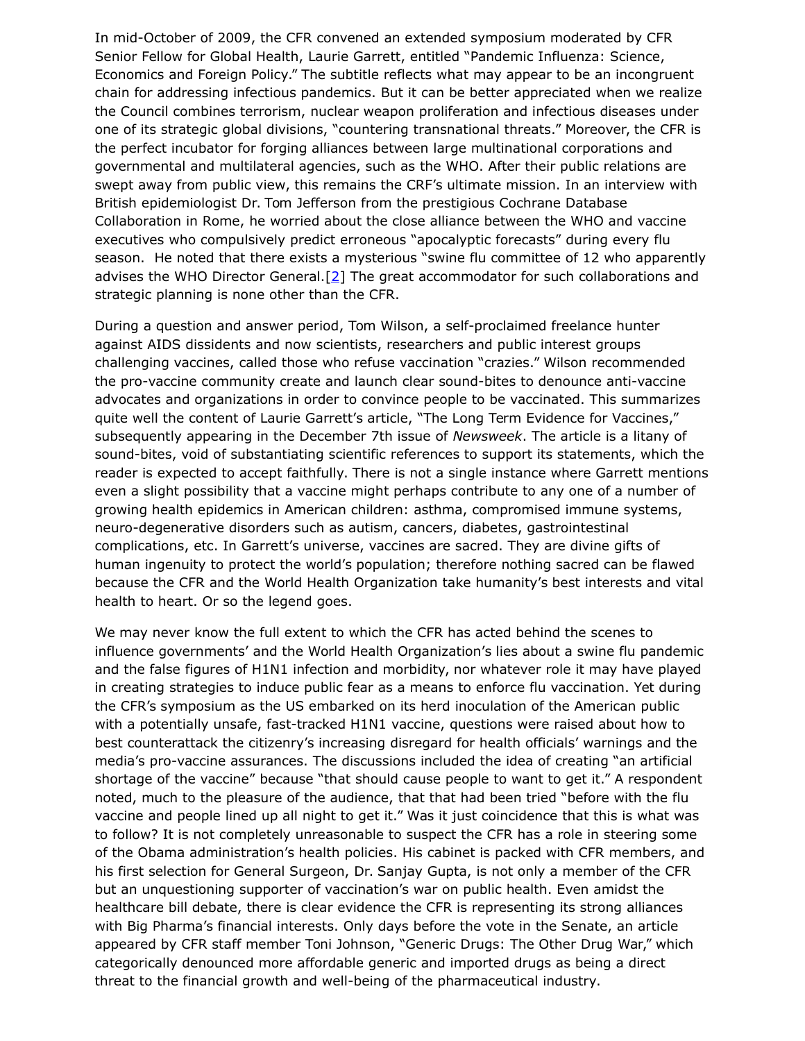In mid-October of 2009, the CFR convened an extended symposium moderated by CFR Senior Fellow for Global Health, Laurie Garrett, entitled "Pandemic Influenza: Science, Economics and Foreign Policy." The subtitle reflects what may appear to be an incongruent chain for addressing infectious pandemics. But it can be better appreciated when we realize the Council combines terrorism, nuclear weapon proliferation and infectious diseases under one of its strategic global divisions, "countering transnational threats." Moreover, the CFR is the perfect incubator for forging alliances between large multinational corporations and governmental and multilateral agencies, such as the WHO. After their public relations are swept away from public view, this remains the CRF's ultimate mission. In an interview with British epidemiologist Dr. Tom Jefferson from the prestigious Cochrane Database Collaboration in Rome, he worried about the close alliance between the WHO and vaccine executives who compulsively predict erroneous "apocalyptic forecasts" during every flu season. He noted that there exists a mysterious "swine flu committee of 12 who apparently advises the WHO Director General.[2] The great accommodator for such collaborations and strategic planning is none other than the CFR.

During a question and answer period, Tom Wilson, a self-proclaimed freelance hunter against AIDS dissidents and now scientists, researchers and public interest groups challenging vaccines, called those who refuse vaccination "crazies." Wilson recommended the pro-vaccine community create and launch clear sound-bites to denounce anti-vaccine advocates and organizations in order to convince people to be vaccinated. This summarizes quite well the content of Laurie Garrett's article, "The Long Term Evidence for Vaccines," subsequently appearing in the December 7th issue of *Newsweek*. The article is a litany of sound-bites, void of substantiating scientific references to support its statements, which the reader is expected to accept faithfully. There is not a single instance where Garrett mentions even a slight possibility that a vaccine might perhaps contribute to any one of a number of growing health epidemics in American children: asthma, compromised immune systems, neuro-degenerative disorders such as autism, cancers, diabetes, gastrointestinal complications, etc. In Garrett's universe, vaccines are sacred. They are divine gifts of human ingenuity to protect the world's population; therefore nothing sacred can be flawed because the CFR and the World Health Organization take humanity's best interests and vital health to heart. Or so the legend goes.

We may never know the full extent to which the CFR has acted behind the scenes to influence governments' and the World Health Organization's lies about a swine flu pandemic and the false figures of H1N1 infection and morbidity, nor whatever role it may have played in creating strategies to induce public fear as a means to enforce flu vaccination. Yet during the CFR's symposium as the US embarked on its herd inoculation of the American public with a potentially unsafe, fast-tracked H1N1 vaccine, questions were raised about how to best counterattack the citizenry's increasing disregard for health officials' warnings and the media's pro-vaccine assurances. The discussions included the idea of creating "an artificial shortage of the vaccine" because "that should cause people to want to get it." A respondent noted, much to the pleasure of the audience, that that had been tried "before with the flu vaccine and people lined up all night to get it." Was it just coincidence that this is what was to follow? It is not completely unreasonable to suspect the CFR has a role in steering some of the Obama administration's health policies. His cabinet is packed with CFR members, and his first selection for General Surgeon, Dr. Sanjay Gupta, is not only a member of the CFR but an unquestioning supporter of vaccination's war on public health. Even amidst the healthcare bill debate, there is clear evidence the CFR is representing its strong alliances with Big Pharma's financial interests. Only days before the vote in the Senate, an article appeared by CFR staff member Toni Johnson, "Generic Drugs: The Other Drug War," which categorically denounced more affordable generic and imported drugs as being a direct threat to the financial growth and well-being of the pharmaceutical industry.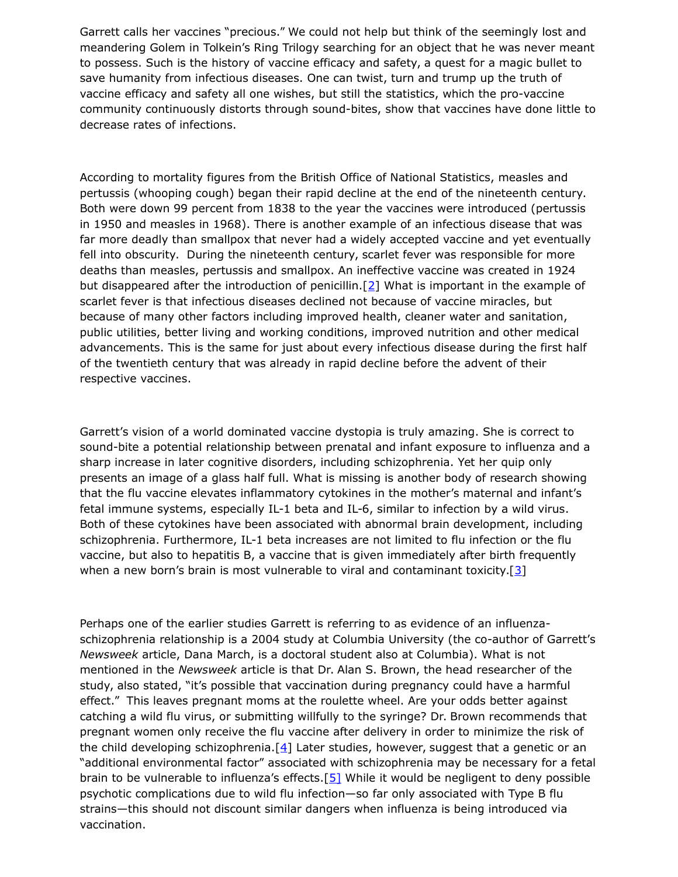Garrett calls her vaccines "precious." We could not help but think of the seemingly lost and meandering Golem in Tolkein's Ring Trilogy searching for an object that he was never meant to possess. Such is the history of vaccine efficacy and safety, a quest for a magic bullet to save humanity from infectious diseases. One can twist, turn and trump up the truth of vaccine efficacy and safety all one wishes, but still the statistics, which the pro-vaccine community continuously distorts through sound-bites, show that vaccines have done little to decrease rates of infections.

According to mortality figures from the British Office of National Statistics, measles and pertussis (whooping cough) began their rapid decline at the end of the nineteenth century. Both were down 99 percent from 1838 to the year the vaccines were introduced (pertussis in 1950 and measles in 1968). There is another example of an infectious disease that was far more deadly than smallpox that never had a widely accepted vaccine and yet eventually fell into obscurity. During the nineteenth century, scarlet fever was responsible for more deaths than measles, pertussis and smallpox. An ineffective vaccine was created in 1924 but disappeared after the introduction of penicillin.[2] What is important in the example of scarlet fever is that infectious diseases declined not because of vaccine miracles, but because of many other factors including improved health, cleaner water and sanitation, public utilities, better living and working conditions, improved nutrition and other medical advancements. This is the same for just about every infectious disease during the first half of the twentieth century that was already in rapid decline before the advent of their respective vaccines.

Garrett's vision of a world dominated vaccine dystopia is truly amazing. She is correct to sound-bite a potential relationship between prenatal and infant exposure to influenza and a sharp increase in later cognitive disorders, including schizophrenia. Yet her quip only presents an image of a glass half full. What is missing is another body of research showing that the flu vaccine elevates inflammatory cytokines in the mother's maternal and infant's fetal immune systems, especially IL-1 beta and IL-6, similar to infection by a wild virus. Both of these cytokines have been associated with abnormal brain development, including schizophrenia. Furthermore, IL-1 beta increases are not limited to flu infection or the flu vaccine, but also to hepatitis B, a vaccine that is given immediately after birth frequently when a new born's brain is most vulnerable to viral and contaminant toxicity.[3]

Perhaps one of the earlier studies Garrett is referring to as evidence of an influenza-schizophrenia relationship is a 2004 study at Columbia University (the co-author of Garrett's *Newsweek* article, Dana March, is a doctoral student also at Columbia). What is not mentioned in the *Newsweek* article is that Dr. Alan S. Brown, the head researcher of the study, also stated, "it's possible that vaccination during pregnancy could have a harmful effect." This leaves pregnant moms at the roulette wheel. Are your odds better against catching a wild flu virus, or submitting willfully to the syringe? Dr. Brown recommends that pregnant women only receive the flu vaccine after delivery in order to minimize the risk of the child developing schizophrenia.[4] Later studies, however, suggest that a genetic or an "additional environmental factor" associated with schizophrenia may be necessary for a fetal brain to be vulnerable to influenza's effects.[5] While it would be negligent to deny possible psychotic complications due to wild flu infection—so far only associated with Type B flu strains—this should not discount similar dangers when influenza is being introduced via vaccination.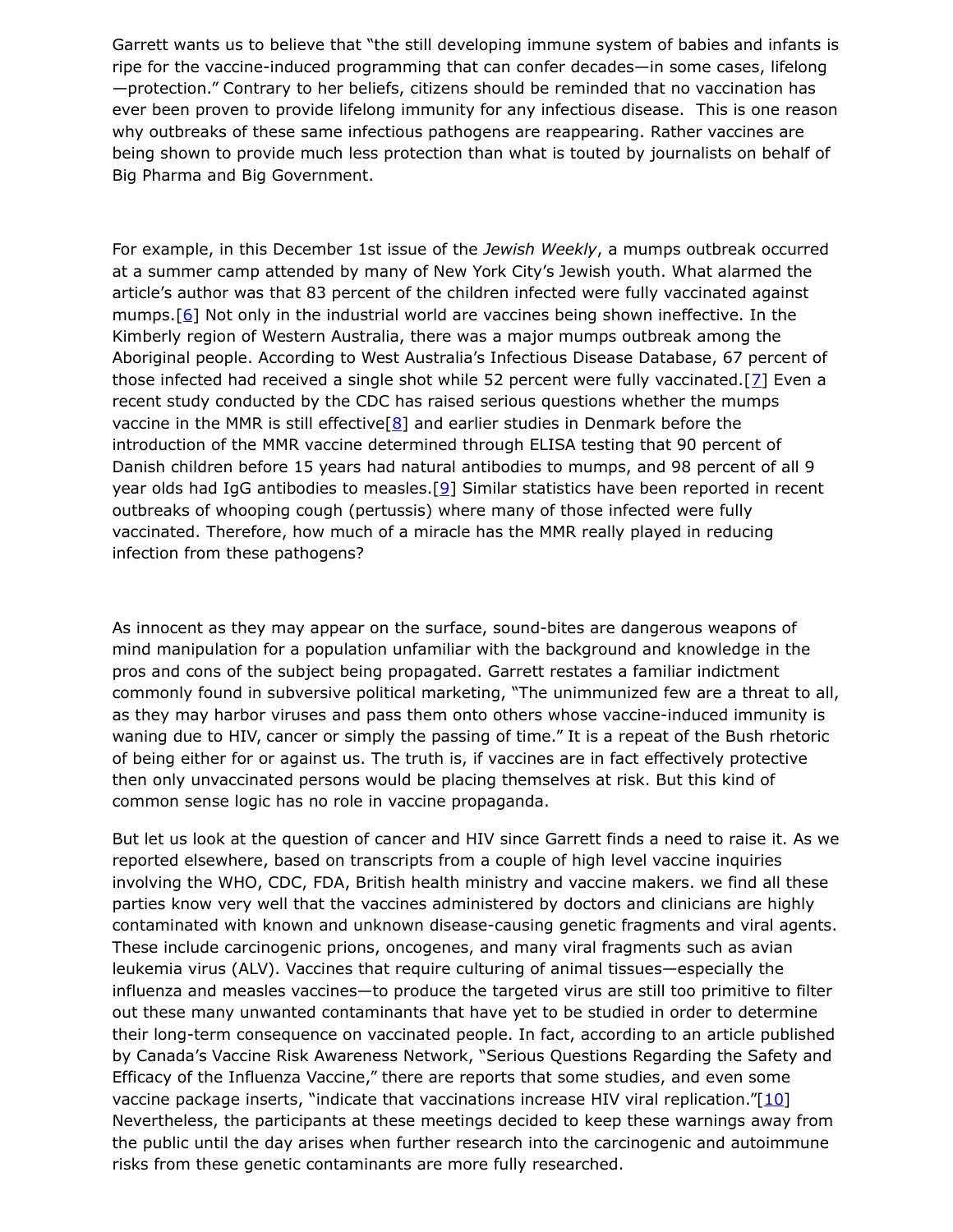Garrett wants us to believe that "the still developing immune system of babies and infants is ripe for the vaccine-induced programming that can confer decades—in some cases, lifelong—protection." Contrary to her beliefs, citizens should be reminded that no vaccination has ever been proven to provide lifelong immunity for any infectious disease. This is one reason why outbreaks of these same infectious pathogens are reappearing. Rather vaccines are being shown to provide much less protection than what is touted by journalists on behalf of Big Pharma and Big Government.

For example, in this December 1st issue of the *Jewish Weekly*, a mumps outbreak occurred at a summer camp attended by many of New York City's Jewish youth. What alarmed the article's author was that 83 percent of the children infected were fully vaccinated against mumps.[6] Not only in the industrial world are vaccines being shown ineffective. In the Kimberly region of Western Australia, there was a major mumps outbreak among the Aboriginal people. According to West Australia's Infectious Disease Database, 67 percent of those infected had received a single shot while 52 percent were fully vaccinated.[7] Even a recent study conducted by the CDC has raised serious questions whether the mumps vaccine in the MMR is still effective[8] and earlier studies in Denmark before the introduction of the MMR vaccine determined through ELISA testing that 90 percent of Danish children before 15 years had natural antibodies to mumps, and 98 percent of all 9 year olds had IgG antibodies to measles.[9] Similar statistics have been reported in recent outbreaks of whooping cough (pertussis) where many of those infected were fully vaccinated. Therefore, how much of a miracle has the MMR really played in reducing infection from these pathogens?

As innocent as they may appear on the surface, sound-bites are dangerous weapons of mind manipulation for a population unfamiliar with the background and knowledge in the pros and cons of the subject being propagated. Garrett restates a familiar indictment commonly found in subversive political marketing, "The unimmunized few are a threat to all, as they may harbor viruses and pass them onto others whose vaccine-induced immunity is waning due to HIV, cancer or simply the passing of time." It is a repeat of the Bush rhetoric of being either for or against us. The truth is, if vaccines are in fact effectively protective then only unvaccinated persons would be placing themselves at risk. But this kind of common sense logic has no role in vaccine propaganda.

But let us look at the question of cancer and HIV since Garrett finds a need to raise it. As we reported elsewhere, based on transcripts from a couple of high level vaccine inquiries involving the WHO, CDC, FDA, British health ministry and vaccine makers. we find all these parties know very well that the vaccines administered by doctors and clinicians are highly contaminated with known and unknown disease-causing genetic fragments and viral agents. These include carcinogenic prions, oncogenes, and many viral fragments such as avian leukemia virus (ALV). Vaccines that require culturing of animal tissues—especially the influenza and measles vaccines—to produce the targeted virus are still too primitive to filter out these many unwanted contaminants that have yet to be studied in order to determine their long-term consequence on vaccinated people. In fact, according to an article published by Canada's Vaccine Risk Awareness Network, "Serious Questions Regarding the Safety and Efficacy of the Influenza Vaccine," there are reports that some studies, and even some vaccine package inserts, "indicate that vaccinations increase HIV viral replication."[10] Nevertheless, the participants at these meetings decided to keep these warnings away from the public until the day arises when further research into the carcinogenic and autoimmune risks from these genetic contaminants are more fully researched.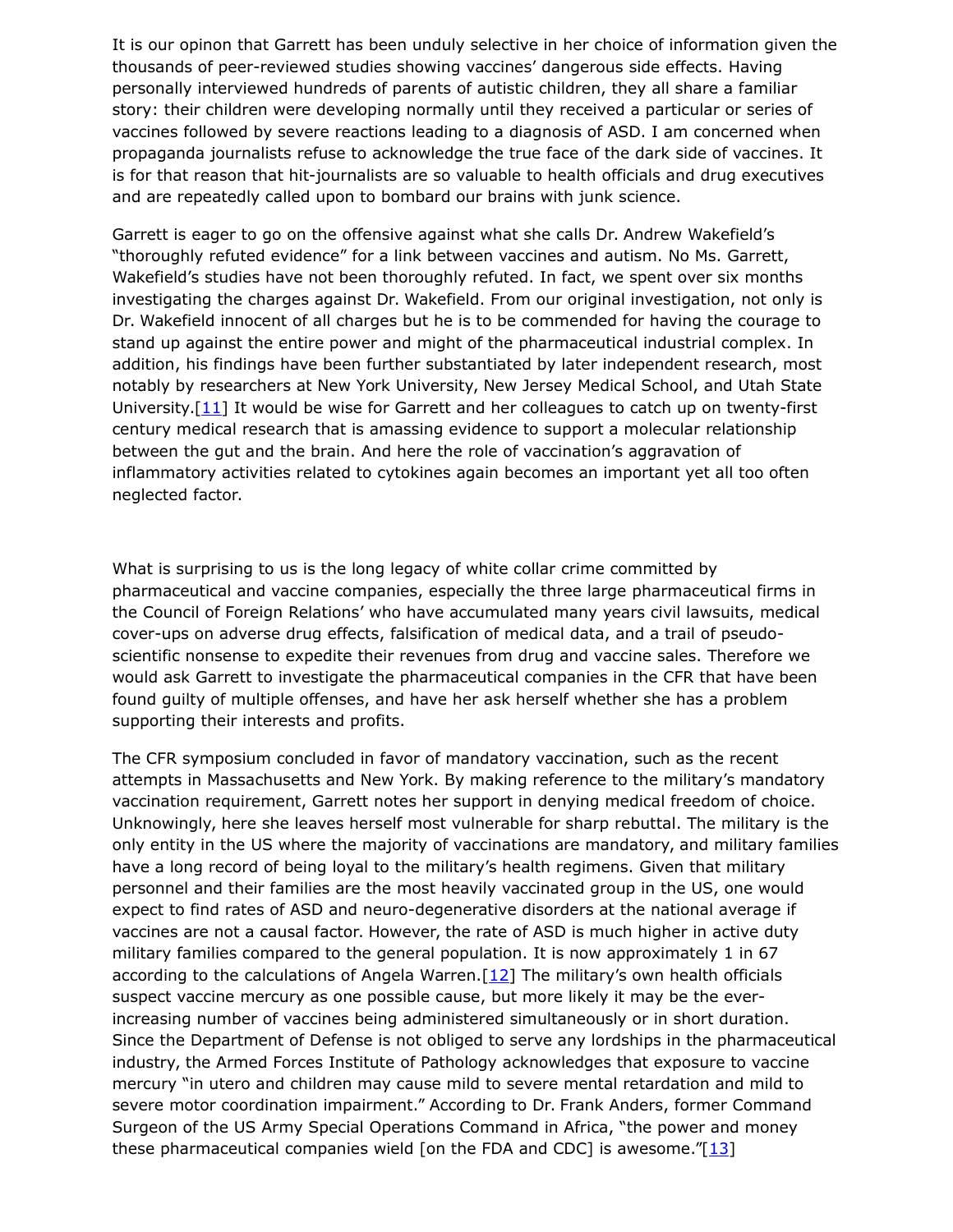It is our opinon that Garrett has been unduly selective in her choice of information given the thousands of peer-reviewed studies showing vaccines' dangerous side effects. Having personally interviewed hundreds of parents of autistic children, they all share a familiar story: their children were developing normally until they received a particular or series of vaccines followed by severe reactions leading to a diagnosis of ASD. I am concerned when propaganda journalists refuse to acknowledge the true face of the dark side of vaccines. It is for that reason that hit-journalists are so valuable to health officials and drug executives and are repeatedly called upon to bombard our brains with junk science.

Garrett is eager to go on the offensive against what she calls Dr. Andrew Wakefield's "thoroughly refuted evidence" for a link between vaccines and autism. No Ms. Garrett, Wakefield's studies have not been thoroughly refuted. In fact, we spent over six months investigating the charges against Dr. Wakefield. From our original investigation, not only is Dr. Wakefield innocent of all charges but he is to be commended for having the courage to stand up against the entire power and might of the pharmaceutical industrial complex. In addition, his findings have been further substantiated by later independent research, most notably by researchers at New York University, New Jersey Medical School, and Utah State University.[11] It would be wise for Garrett and her colleagues to catch up on twenty-first century medical research that is amassing evidence to support a molecular relationship between the gut and the brain. And here the role of vaccination's aggravation of inflammatory activities related to cytokines again becomes an important yet all too often neglected factor.

What is surprising to us is the long legacy of white collar crime committed by pharmaceutical and vaccine companies, especially the three large pharmaceutical firms in the Council of Foreign Relations' who have accumulated many years civil lawsuits, medical cover-ups on adverse drug effects, falsification of medical data, and a trail of pseudo-scientific nonsense to expedite their revenues from drug and vaccine sales. Therefore we would ask Garrett to investigate the pharmaceutical companies in the CFR that have been found guilty of multiple offenses, and have her ask herself whether she has a problem supporting their interests and profits.

The CFR symposium concluded in favor of mandatory vaccination, such as the recent attempts in Massachusetts and New York. By making reference to the military's mandatory vaccination requirement, Garrett notes her support in denying medical freedom of choice. Unknowingly, here she leaves herself most vulnerable for sharp rebuttal. The military is the only entity in the US where the majority of vaccinations are mandatory, and military families have a long record of being loyal to the military's health regimens. Given that military personnel and their families are the most heavily vaccinated group in the US, one would expect to find rates of ASD and neuro-degenerative disorders at the national average if vaccines are not a causal factor. However, the rate of ASD is much higher in active duty military families compared to the general population. It is now approximately 1 in 67 according to the calculations of Angela Warren.[12] The military's own health officials suspect vaccine mercury as one possible cause, but more likely it may be the ever-increasing number of vaccines being administered simultaneously or in short duration. Since the Department of Defense is not obliged to serve any lordships in the pharmaceutical industry, the Armed Forces Institute of Pathology acknowledges that exposure to vaccine mercury "in utero and children may cause mild to severe mental retardation and mild to severe motor coordination impairment." According to Dr. Frank Anders, former Command Surgeon of the US Army Special Operations Command in Africa, "the power and money these pharmaceutical companies wield [on the FDA and CDC] is awesome."[13]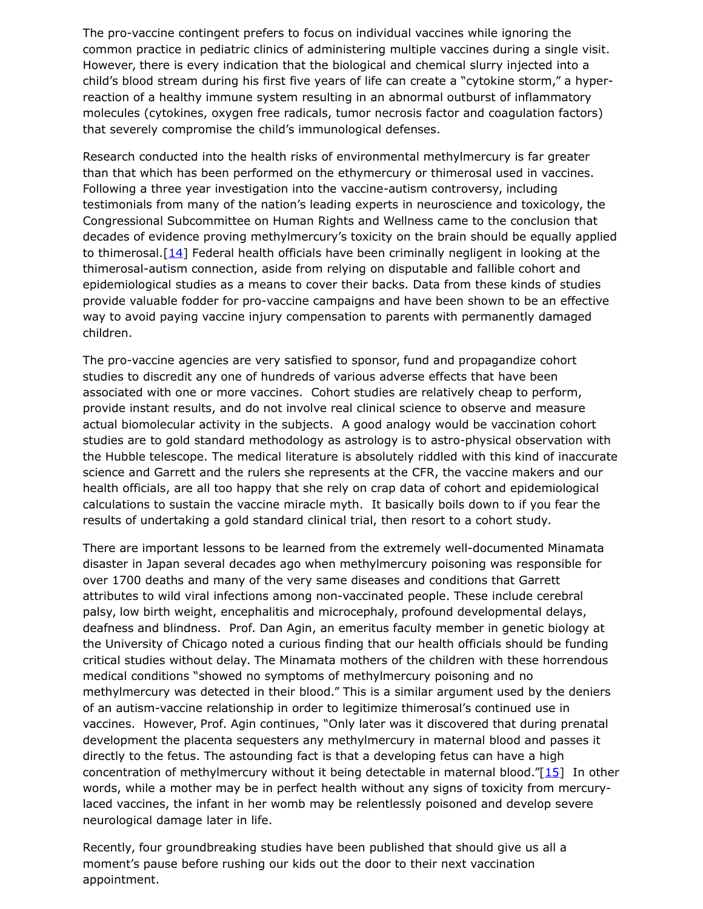The pro-vaccine contingent prefers to focus on individual vaccines while ignoring the common practice in pediatric clinics of administering multiple vaccines during a single visit. However, there is every indication that the biological and chemical slurry injected into a child's blood stream during his first five years of life can create a "cytokine storm," a hyper-reaction of a healthy immune system resulting in an abnormal outburst of inflammatory molecules (cytokines, oxygen free radicals, tumor necrosis factor and coagulation factors) that severely compromise the child's immunological defenses.

Research conducted into the health risks of environmental methylmercury is far greater than that which has been performed on the ethymercury or thimerosal used in vaccines. Following a three year investigation into the vaccine-autism controversy, including testimonials from many of the nation's leading experts in neuroscience and toxicology, the Congressional Subcommittee on Human Rights and Wellness came to the conclusion that decades of evidence proving methylmercury's toxicity on the brain should be equally applied to thimerosal.[14] Federal health officials have been criminally negligent in looking at the thimerosal-autism connection, aside from relying on disputable and fallible cohort and epidemiological studies as a means to cover their backs. Data from these kinds of studies provide valuable fodder for pro-vaccine campaigns and have been shown to be an effective way to avoid paying vaccine injury compensation to parents with permanently damaged children.

The pro-vaccine agencies are very satisfied to sponsor, fund and propagandize cohort studies to discredit any one of hundreds of various adverse effects that have been associated with one or more vaccines. Cohort studies are relatively cheap to perform, provide instant results, and do not involve real clinical science to observe and measure actual biomolecular activity in the subjects. A good analogy would be vaccination cohort studies are to gold standard methodology as astrology is to astro-physical observation with the Hubble telescope. The medical literature is absolutely riddled with this kind of inaccurate science and Garrett and the rulers she represents at the CFR, the vaccine makers and our health officials, are all too happy that she rely on crap data of cohort and epidemiological calculations to sustain the vaccine miracle myth. It basically boils down to if you fear the results of undertaking a gold standard clinical trial, then resort to a cohort study.

There are important lessons to be learned from the extremely well-documented Minamata disaster in Japan several decades ago when methylmercury poisoning was responsible for over 1700 deaths and many of the very same diseases and conditions that Garrett attributes to wild viral infections among non-vaccinated people. These include cerebral palsy, low birth weight, encephalitis and microcephaly, profound developmental delays, deafness and blindness. Prof. Dan Agin, an emeritus faculty member in genetic biology at the University of Chicago noted a curious finding that our health officials should be funding critical studies without delay. The Minamata mothers of the children with these horrendous medical conditions "showed no symptoms of methylmercury poisoning and no methylmercury was detected in their blood." This is a similar argument used by the deniers of an autism-vaccine relationship in order to legitimize thimerosal's continued use in vaccines. However, Prof. Agin continues, "Only later was it discovered that during prenatal development the placenta sequesters any methylmercury in maternal blood and passes it directly to the fetus. The astounding fact is that a developing fetus can have a high concentration of methylmercury without it being detectable in maternal blood."[15] In other words, while a mother may be in perfect health without any signs of toxicity from mercury-laced vaccines, the infant in her womb may be relentlessly poisoned and develop severe neurological damage later in life.

Recently, four groundbreaking studies have been published that should give us all a moment's pause before rushing our kids out the door to their next vaccination appointment.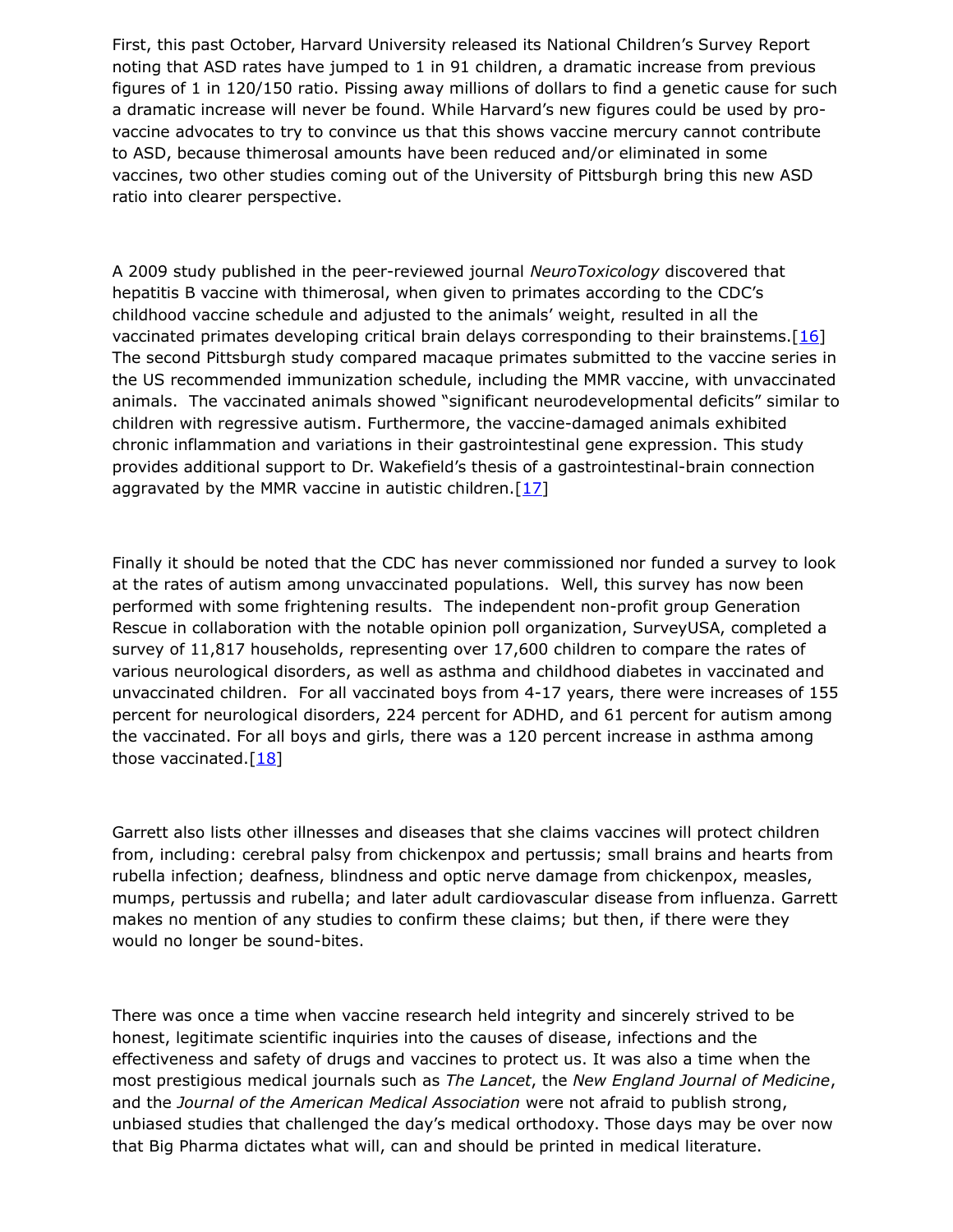First, this past October, Harvard University released its National Children's Survey Report noting that ASD rates have jumped to 1 in 91 children, a dramatic increase from previous figures of 1 in 120/150 ratio. Pissing away millions of dollars to find a genetic cause for such a dramatic increase will never be found. While Harvard's new figures could be used by pro-vaccine advocates to try to convince us that this shows vaccine mercury cannot contribute to ASD, because thimerosal amounts have been reduced and/or eliminated in some vaccines, two other studies coming out of the University of Pittsburgh bring this new ASD ratio into clearer perspective.

A 2009 study published in the peer-reviewed journal *NeuroToxicology* discovered that hepatitis B vaccine with thimerosal, when given to primates according to the CDC's childhood vaccine schedule and adjusted to the animals' weight, resulted in all the vaccinated primates developing critical brain delays corresponding to their brainstems.[16] The second Pittsburgh study compared macaque primates submitted to the vaccine series in the US recommended immunization schedule, including the MMR vaccine, with unvaccinated animals. The vaccinated animals showed "significant neurodevelopmental deficits" similar to children with regressive autism. Furthermore, the vaccine-damaged animals exhibited chronic inflammation and variations in their gastrointestinal gene expression. This study provides additional support to Dr. Wakefield's thesis of a gastrointestinal-brain connection aggravated by the MMR vaccine in autistic children.[17]

Finally it should be noted that the CDC has never commissioned nor funded a survey to look at the rates of autism among unvaccinated populations. Well, this survey has now been performed with some frightening results. The independent non-profit group Generation Rescue in collaboration with the notable opinion poll organization, SurveyUSA, completed a survey of 11,817 households, representing over 17,600 children to compare the rates of various neurological disorders, as well as asthma and childhood diabetes in vaccinated and unvaccinated children. For all vaccinated boys from 4-17 years, there were increases of 155 percent for neurological disorders, 224 percent for ADHD, and 61 percent for autism among the vaccinated. For all boys and girls, there was a 120 percent increase in asthma among those vaccinated.[18]

Garrett also lists other illnesses and diseases that she claims vaccines will protect children from, including: cerebral palsy from chickenpox and pertussis; small brains and hearts from rubella infection; deafness, blindness and optic nerve damage from chickenpox, measles, mumps, pertussis and rubella; and later adult cardiovascular disease from influenza. Garrett makes no mention of any studies to confirm these claims; but then, if there were they would no longer be sound-bites.

There was once a time when vaccine research held integrity and sincerely strived to be honest, legitimate scientific inquiries into the causes of disease, infections and the effectiveness and safety of drugs and vaccines to protect us. It was also a time when the most prestigious medical journals such as *The Lancet*, the *New England Journal of Medicine*, and the *Journal of the American Medical Association* were not afraid to publish strong, unbiased studies that challenged the day's medical orthodoxy. Those days may be over now that Big Pharma dictates what will, can and should be printed in medical literature.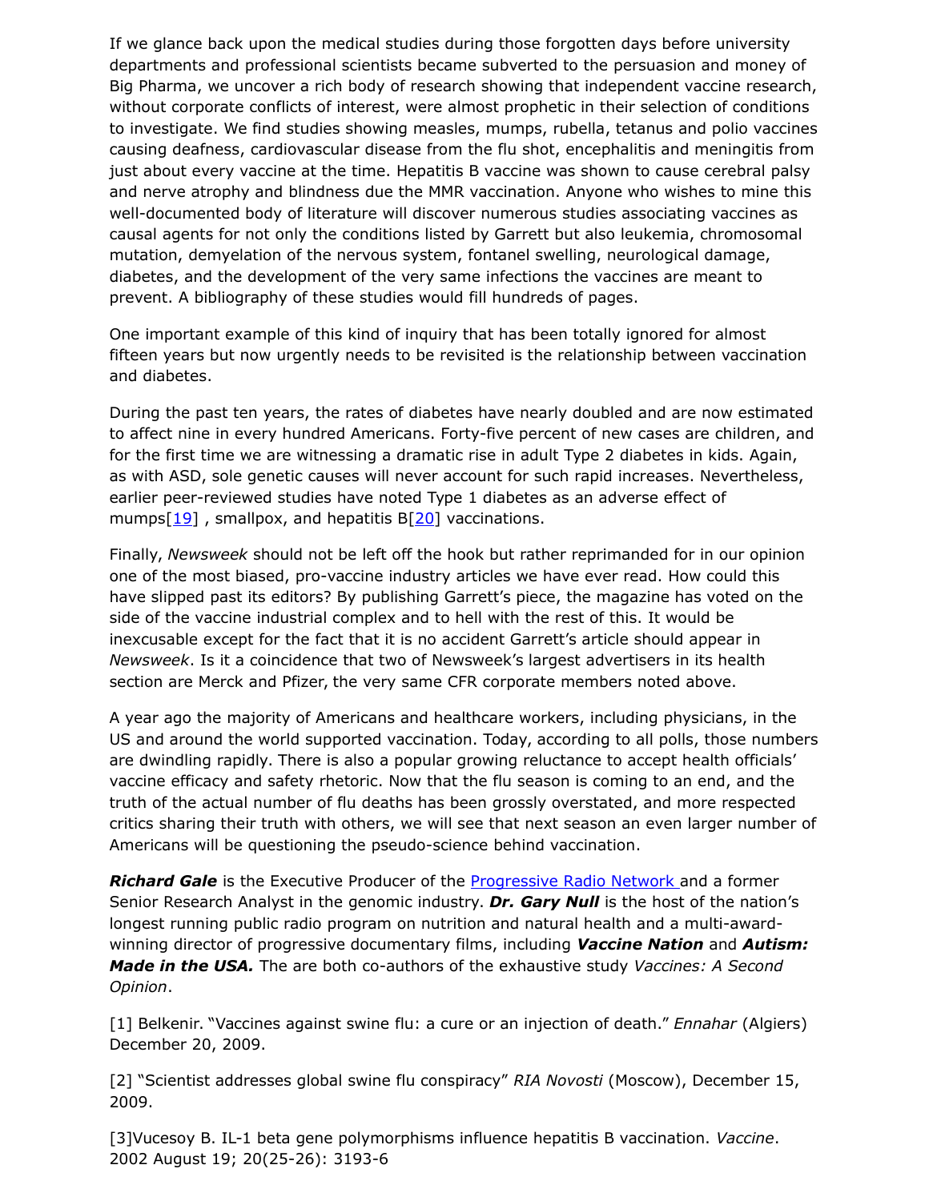If we glance back upon the medical studies during those forgotten days before university departments and professional scientists became subverted to the persuasion and money of Big Pharma, we uncover a rich body of research showing that independent vaccine research, without corporate conflicts of interest, were almost prophetic in their selection of conditions to investigate. We find studies showing measles, mumps, rubella, tetanus and polio vaccines causing deafness, cardiovascular disease from the flu shot, encephalitis and meningitis from just about every vaccine at the time. Hepatitis B vaccine was shown to cause cerebral palsy and nerve atrophy and blindness due the MMR vaccination. Anyone who wishes to mine this well-documented body of literature will discover numerous studies associating vaccines as causal agents for not only the conditions listed by Garrett but also leukemia, chromosomal mutation, demyelation of the nervous system, fontanel swelling, neurological damage, diabetes, and the development of the very same infections the vaccines are meant to prevent. A bibliography of these studies would fill hundreds of pages.

One important example of this kind of inquiry that has been totally ignored for almost fifteen years but now urgently needs to be revisited is the relationship between vaccination and diabetes.

During the past ten years, the rates of diabetes have nearly doubled and are now estimated to affect nine in every hundred Americans. Forty-five percent of new cases are children, and for the first time we are witnessing a dramatic rise in adult Type 2 diabetes in kids. Again, as with ASD, sole genetic causes will never account for such rapid increases. Nevertheless, earlier peer-reviewed studies have noted Type 1 diabetes as an adverse effect of mumps[19] , smallpox, and hepatitis B[20] vaccinations.

Finally, *Newsweek* should not be left off the hook but rather reprimanded for in our opinion one of the most biased, pro-vaccine industry articles we have ever read. How could this have slipped past its editors? By publishing Garrett's piece, the magazine has voted on the side of the vaccine industrial complex and to hell with the rest of this. It would be inexcusable except for the fact that it is no accident Garrett's article should appear in *Newsweek*. Is it a coincidence that two of Newsweek's largest advertisers in its health section are Merck and Pfizer, the very same CFR corporate members noted above.

A year ago the majority of Americans and healthcare workers, including physicians, in the US and around the world supported vaccination. Today, according to all polls, those numbers are dwindling rapidly. There is also a popular growing reluctance to accept health officials' vaccine efficacy and safety rhetoric. Now that the flu season is coming to an end, and the truth of the actual number of flu deaths has been grossly overstated, and more respected critics sharing their truth with others, we will see that next season an even larger number of Americans will be questioning the pseudo-science behind vaccination.

***Richard Gale*** is the Executive Producer of the Progressive Radio Network and a former Senior Research Analyst in the genomic industry. ***Dr. Gary Null*** is the host of the nation's longest running public radio program on nutrition and natural health and a multi-award-winning director of progressive documentary films, including ***Vaccine Nation*** and ***Autism: Made in the USA.*** The are both co-authors of the exhaustive study *Vaccines: A Second Opinion*.

[1] Belkenir. "Vaccines against swine flu: a cure or an injection of death." *Ennahar* (Algiers) December 20, 2009.

[2] "Scientist addresses global swine flu conspiracy" *RIA Novosti* (Moscow), December 15, 2009.

[3]Vucesoy B. IL-1 beta gene polymorphisms influence hepatitis B vaccination. *Vaccine*. 2002 August 19; 20(25-26): 3193-6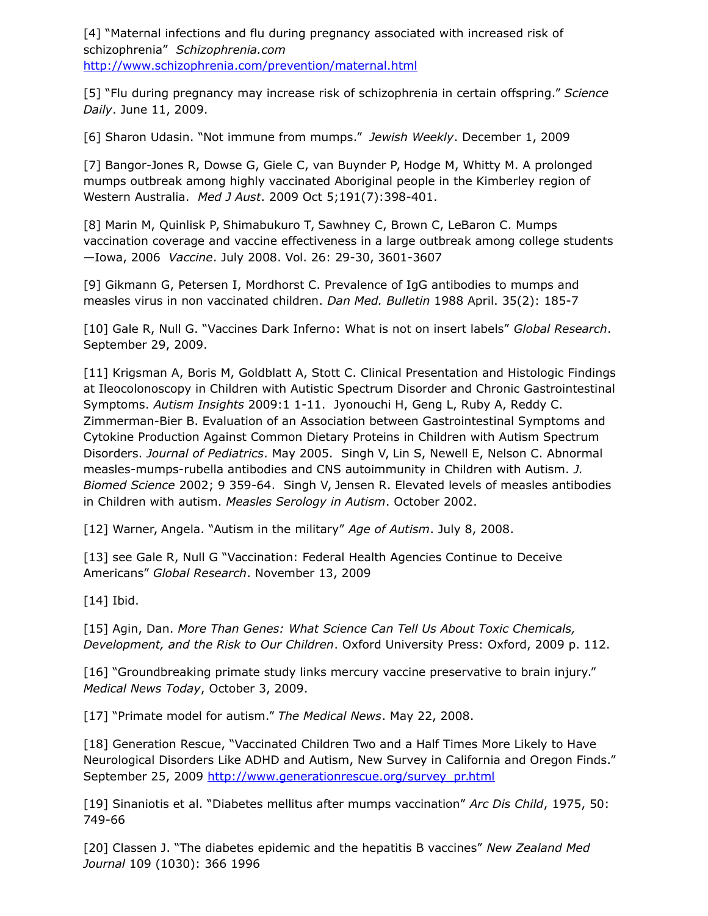[4] "Maternal infections and flu during pregnancy associated with increased risk of schizophrenia" *Schizophrenia.com* http://www.schizophrenia.com/prevention/maternal.html

[5] "Flu during pregnancy may increase risk of schizophrenia in certain offspring." *Science Daily*. June 11, 2009.

[6] Sharon Udasin. "Not immune from mumps." *Jewish Weekly*. December 1, 2009

[7] Bangor-Jones R, Dowse G, Giele C, van Buynder P, Hodge M, Whitty M. A prolonged mumps outbreak among highly vaccinated Aboriginal people in the Kimberley region of Western Australia. *Med J Aust*. 2009 Oct 5;191(7):398-401.

[8] Marin M, Quinlisk P, Shimabukuro T, Sawhney C, Brown C, LeBaron C. Mumps vaccination coverage and vaccine effectiveness in a large outbreak among college students —Iowa, 2006 *Vaccine*. July 2008. Vol. 26: 29-30, 3601-3607

[9] Gikmann G, Petersen I, Mordhorst C. Prevalence of IgG antibodies to mumps and measles virus in non vaccinated children. *Dan Med. Bulletin* 1988 April. 35(2): 185-7

[10] Gale R, Null G. "Vaccines Dark Inferno: What is not on insert labels" *Global Research*. September 29, 2009.

[11] Krigsman A, Boris M, Goldblatt A, Stott C. Clinical Presentation and Histologic Findings at Ileocolonoscopy in Children with Autistic Spectrum Disorder and Chronic Gastrointestinal Symptoms. *Autism Insights* 2009:1 1-11. Jyonouchi H, Geng L, Ruby A, Reddy C. Zimmerman-Bier B. Evaluation of an Association between Gastrointestinal Symptoms and Cytokine Production Against Common Dietary Proteins in Children with Autism Spectrum Disorders. *Journal of Pediatrics*. May 2005. Singh V, Lin S, Newell E, Nelson C. Abnormal measles-mumps-rubella antibodies and CNS autoimmunity in Children with Autism. *J. Biomed Science* 2002; 9 359-64. Singh V, Jensen R. Elevated levels of measles antibodies in Children with autism. *Measles Serology in Autism*. October 2002.

[12] Warner, Angela. "Autism in the military" *Age of Autism*. July 8, 2008.

[13] see Gale R, Null G "Vaccination: Federal Health Agencies Continue to Deceive Americans" *Global Research*. November 13, 2009

[14] Ibid.

[15] Agin, Dan. *More Than Genes: What Science Can Tell Us About Toxic Chemicals, Development, and the Risk to Our Children*. Oxford University Press: Oxford, 2009 p. 112.

[16] "Groundbreaking primate study links mercury vaccine preservative to brain injury." *Medical News Today*, October 3, 2009.

[17] "Primate model for autism." *The Medical News*. May 22, 2008.

[18] Generation Rescue, "Vaccinated Children Two and a Half Times More Likely to Have Neurological Disorders Like ADHD and Autism, New Survey in California and Oregon Finds." September 25, 2009 http://www.generationrescue.org/survey_pr.html

[19] Sinaniotis et al. "Diabetes mellitus after mumps vaccination" *Arc Dis Child*, 1975, 50: 749-66

[20] Classen J. "The diabetes epidemic and the hepatitis B vaccines" *New Zealand Med Journal* 109 (1030): 366 1996